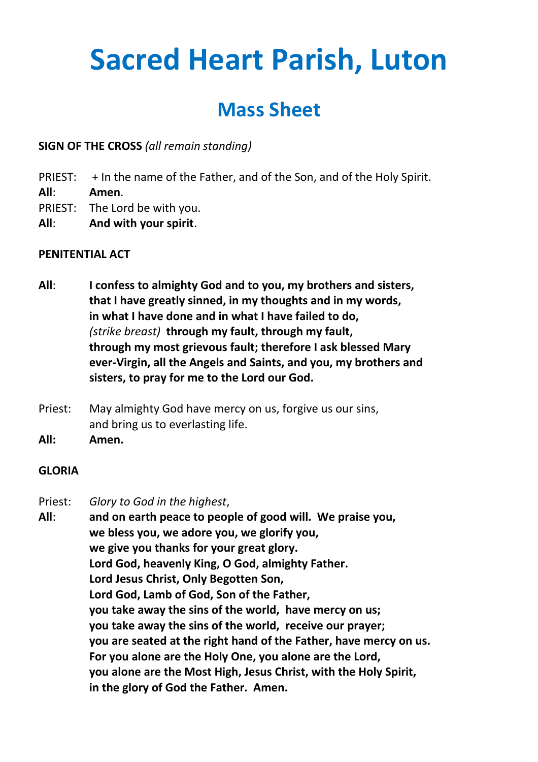# Sacred Heart Parish, Luton

## Mass Sheet

**SIGN OF THE CROSS** *(all remain standing)*

PRIEST: + In the name of the Father, and of the Son, and of the Holy Spirit.
**All**: **Amen**.
PRIEST: The Lord be with you.
**All**: **And with your spirit**.

**PENITENTIAL ACT**

**All**: **I confess to almighty God and to you, my brothers and sisters, that I have greatly sinned, in my thoughts and in my words, in what I have done and in what I have failed to do,**
*(strike breast)* **through my fault, through my fault, through my most grievous fault; therefore I ask blessed Mary ever-Virgin, all the Angels and Saints, and you, my brothers and sisters, to pray for me to the Lord our God.**

Priest: May almighty God have mercy on us, forgive us our sins, and bring us to everlasting life.
**All:** **Amen.**

**GLORIA**

Priest: *Glory to God in the highest*,
**All**: **and on earth peace to people of good will. We praise you, we bless you, we adore you, we glorify you, we give you thanks for your great glory. Lord God, heavenly King, O God, almighty Father. Lord Jesus Christ, Only Begotten Son, Lord God, Lamb of God, Son of the Father, you take away the sins of the world, have mercy on us; you take away the sins of the world, receive our prayer; you are seated at the right hand of the Father, have mercy on us. For you alone are the Holy One, you alone are the Lord, you alone are the Most High, Jesus Christ, with the Holy Spirit, in the glory of God the Father. Amen.**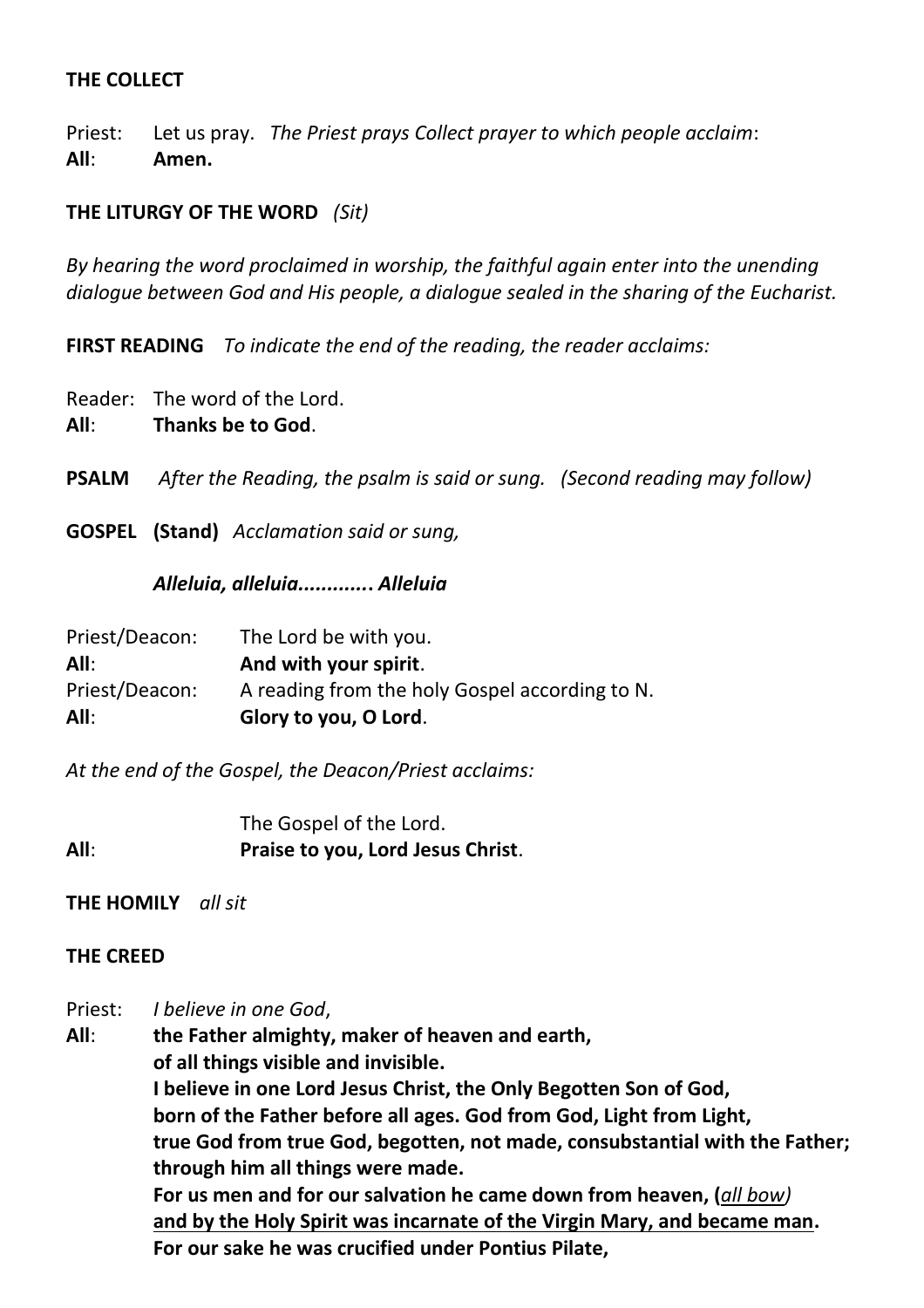**THE COLLECT**

Priest: Let us pray. *The Priest prays Collect prayer to which people acclaim*:
**All**: **Amen.**

**THE LITURGY OF THE WORD** *(Sit)*

*By hearing the word proclaimed in worship, the faithful again enter into the unending dialogue between God and His people, a dialogue sealed in the sharing of the Eucharist.*

**FIRST READING** *To indicate the end of the reading, the reader acclaims:*

Reader: The word of the Lord.
**All**: **Thanks be to God**.

**PSALM** *After the Reading, the psalm is said or sung. (Second reading may follow)*

**GOSPEL (Stand)** *Acclamation said or sung,*

***Alleluia, alleluia............. Alleluia***

Priest/Deacon: The Lord be with you.
**All**: **And with your spirit**.
Priest/Deacon: A reading from the holy Gospel according to N.
**All**: **Glory to you, O Lord**.

*At the end of the Gospel, the Deacon/Priest acclaims:*

The Gospel of the Lord.
**All**: **Praise to you, Lord Jesus Christ**.

**THE HOMILY** *all sit*

**THE CREED**

Priest: *I believe in one God*,
**All**: **the Father almighty, maker of heaven and earth,**
**of all things visible and invisible.**
**I believe in one Lord Jesus Christ, the Only Begotten Son of God,**
**born of the Father before all ages. God from God, Light from Light,**
**true God from true God, begotten, not made, consubstantial with the Father;**
**through him all things were made.**
**For us men and for our salvation he came down from heaven, (***all bow)*
**and by the Holy Spirit was incarnate of the Virgin Mary, and became man.**
**For our sake he was crucified under Pontius Pilate,**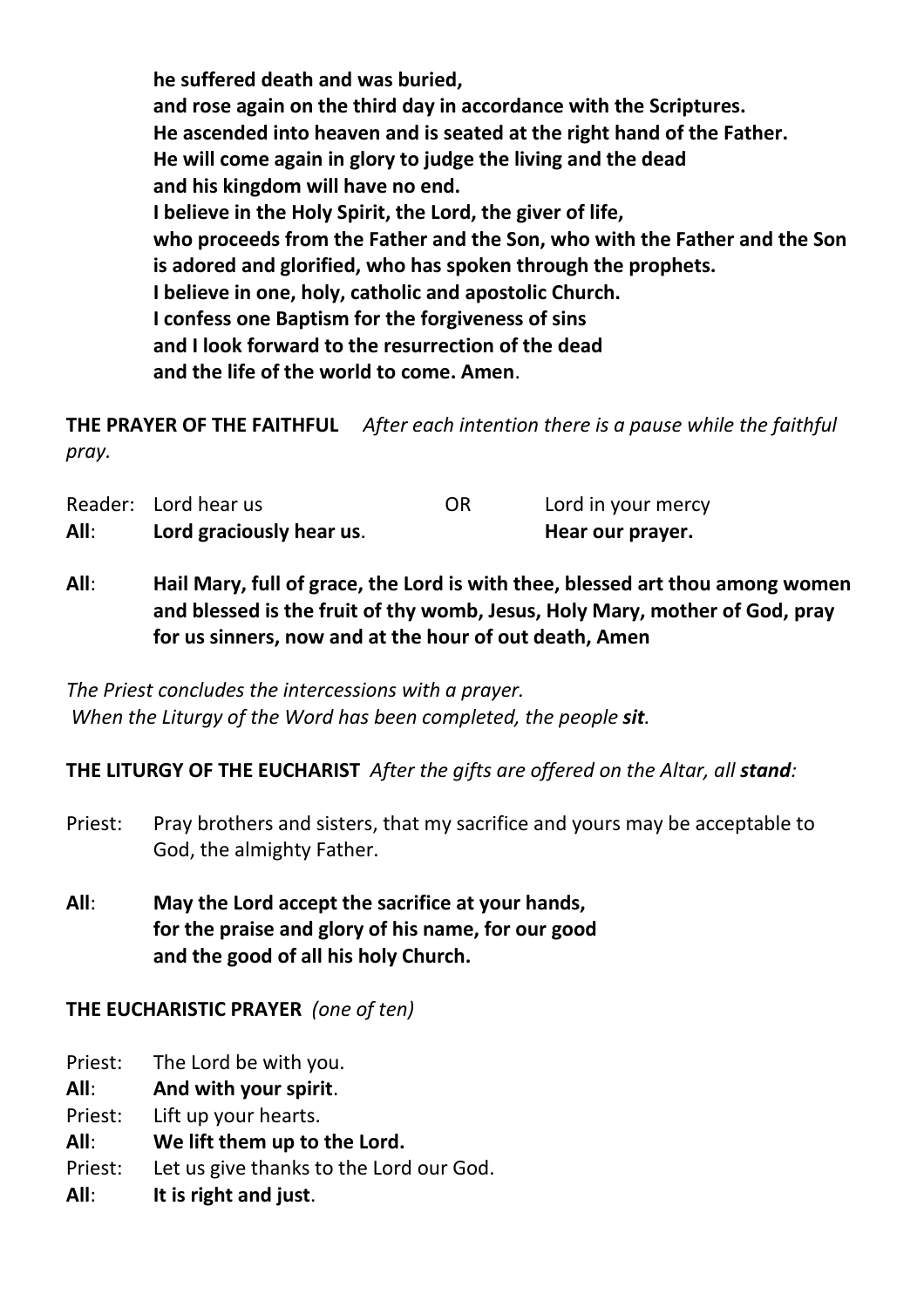**he suffered death and was buried,**
**and rose again on the third day in accordance with the Scriptures.**
**He ascended into heaven and is seated at the right hand of the Father.**
**He will come again in glory to judge the living and the dead**
**and his kingdom will have no end.**
**I believe in the Holy Spirit, the Lord, the giver of life,**
**who proceeds from the Father and the Son, who with the Father and the Son**
**is adored and glorified, who has spoken through the prophets.**
**I believe in one, holy, catholic and apostolic Church.**
**I confess one Baptism for the forgiveness of sins**
**and I look forward to the resurrection of the dead**
**and the life of the world to come. Amen**.

**THE PRAYER OF THE FAITHFUL** *After each intention there is a pause while the faithful pray.*

Reader: Lord hear us OR Lord in your mercy
**All**: **Lord graciously hear us**. **Hear our prayer.**

**All**: **Hail Mary, full of grace, the Lord is with thee, blessed art thou among women and blessed is the fruit of thy womb, Jesus, Holy Mary, mother of God, pray for us sinners, now and at the hour of out death, Amen**

*The Priest concludes the intercessions with a prayer.*
*When the Liturgy of the Word has been completed, the people **sit**.*

**THE LITURGY OF THE EUCHARIST** *After the gifts are offered on the Altar, all **stand**:*

Priest: Pray brothers and sisters, that my sacrifice and yours may be acceptable to God, the almighty Father.

**All**: **May the Lord accept the sacrifice at your hands,**
**for the praise and glory of his name, for our good**
**and the good of all his holy Church.**

**THE EUCHARISTIC PRAYER** *(one of ten)*

Priest: The Lord be with you.
**All**: **And with your spirit**.
Priest: Lift up your hearts.
**All**: **We lift them up to the Lord.**
Priest: Let us give thanks to the Lord our God.
**All**: **It is right and just**.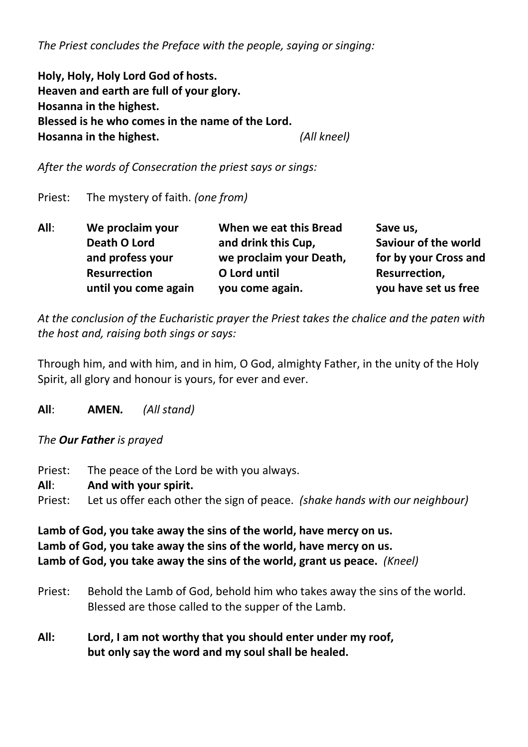*The Priest concludes the Preface with the people, saying or singing:*

**Holy, Holy, Holy Lord God of hosts.**
**Heaven and earth are full of your glory.**
**Hosanna in the highest.**
**Blessed is he who comes in the name of the Lord.**
**Hosanna in the highest.** *(All kneel)*

*After the words of Consecration the priest says or sings:*

Priest: The mystery of faith. *(one from)*

**All**:

**We proclaim your Death O Lord and profess your Resurrection until you come again**

**When we eat this Bread and drink this Cup, we proclaim your Death, O Lord until you come again.**

**Save us, Saviour of the world for by your Cross and Resurrection, you have set us free**

*At the conclusion of the Eucharistic prayer the Priest takes the chalice and the paten with the host and, raising both sings or says:*

Through him, and with him, and in him, O God, almighty Father, in the unity of the Holy Spirit, all glory and honour is yours, for ever and ever.

**All**: **AMEN.** *(All stand)*

*The **Our Father** is prayed*

Priest: The peace of the Lord be with you always.
**All**: **And with your spirit.**
Priest: Let us offer each other the sign of peace. *(shake hands with our neighbour)*

**Lamb of God, you take away the sins of the world, have mercy on us.**
**Lamb of God, you take away the sins of the world, have mercy on us.**
**Lamb of God, you take away the sins of the world, grant us peace.** *(Kneel)*

Priest: Behold the Lamb of God, behold him who takes away the sins of the world. Blessed are those called to the supper of the Lamb.

**All: Lord, I am not worthy that you should enter under my roof, but only say the word and my soul shall be healed.**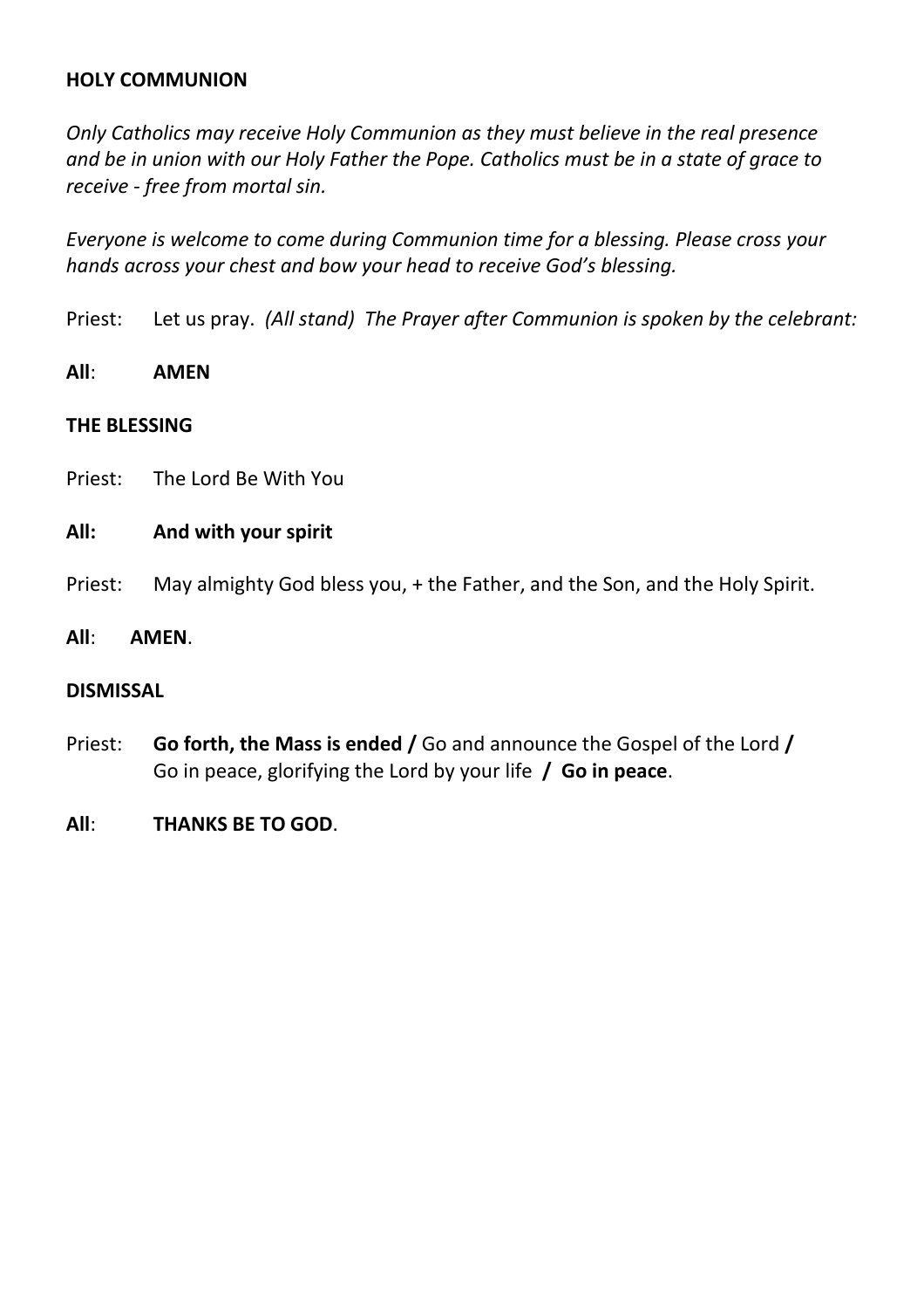**HOLY COMMUNION**

*Only Catholics may receive Holy Communion as they must believe in the real presence and be in union with our Holy Father the Pope. Catholics must be in a state of grace to receive - free from mortal sin.*

*Everyone is welcome to come during Communion time for a blessing. Please cross your hands across your chest and bow your head to receive God's blessing.*

Priest: Let us pray. *(All stand) The Prayer after Communion is spoken by the celebrant:*

**All**: **AMEN**

**THE BLESSING**

Priest: The Lord Be With You

**All: And with your spirit**

Priest: May almighty God bless you, + the Father, and the Son, and the Holy Spirit.

**All**: **AMEN**.

**DISMISSAL**

Priest: **Go forth, the Mass is ended /** Go and announce the Gospel of the Lord **/** Go in peace, glorifying the Lord by your life **/ Go in peace**.

**All**: **THANKS BE TO GOD**.